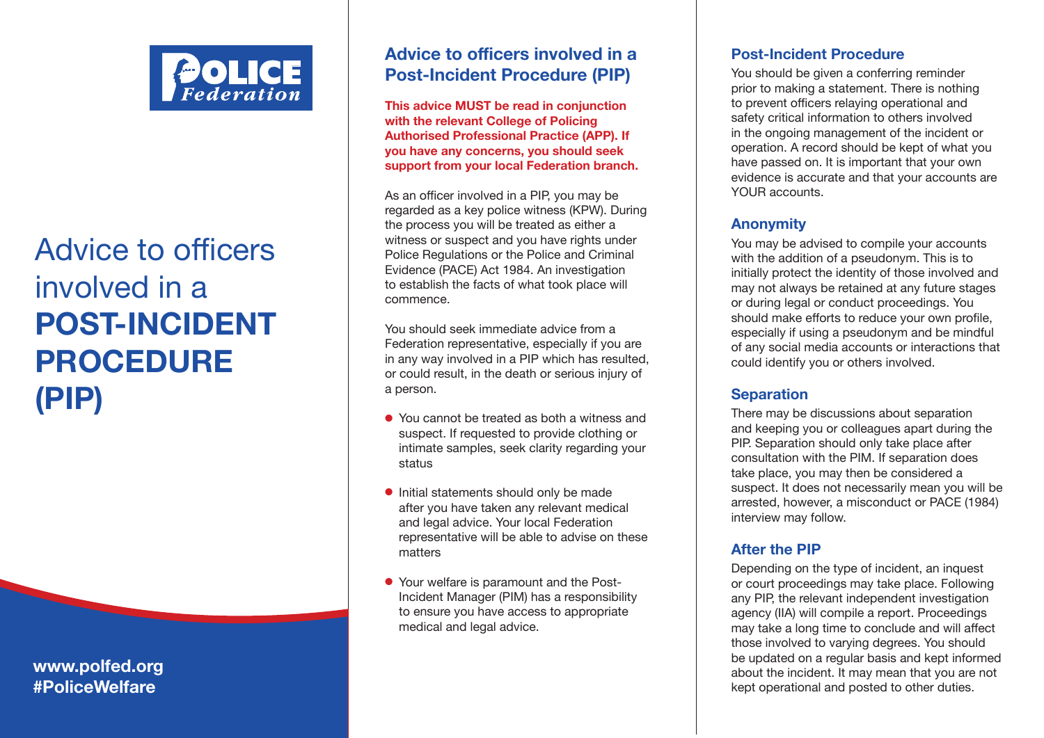Police Federation

# Advice to officers involved in a **POST-INCIDENT PROCEDURE (PIP)**

**www.polfed.org**
**#PoliceWelfare**

## Advice to officers involved in a Post-Incident Procedure (PIP)

**This advice MUST be read in conjunction with the relevant College of Policing Authorised Professional Practice (APP). If you have any concerns, you should seek support from your local Federation branch.**

As an officer involved in a PIP, you may be regarded as a key police witness (KPW). During the process you will be treated as either a witness or suspect and you have rights under Police Regulations or the Police and Criminal Evidence (PACE) Act 1984. An investigation to establish the facts of what took place will commence.

You should seek immediate advice from a Federation representative, especially if you are in any way involved in a PIP which has resulted, or could result, in the death or serious injury of a person.

- You cannot be treated as both a witness and suspect. If requested to provide clothing or intimate samples, seek clarity regarding your status
- Initial statements should only be made after you have taken any relevant medical and legal advice. Your local Federation representative will be able to advise on these matters
- Your welfare is paramount and the Post-Incident Manager (PIM) has a responsibility to ensure you have access to appropriate medical and legal advice.

### Post-Incident Procedure

You should be given a conferring reminder prior to making a statement. There is nothing to prevent officers relaying operational and safety critical information to others involved in the ongoing management of the incident or operation. A record should be kept of what you have passed on. It is important that your own evidence is accurate and that your accounts are YOUR accounts.

### Anonymity

You may be advised to compile your accounts with the addition of a pseudonym. This is to initially protect the identity of those involved and may not always be retained at any future stages or during legal or conduct proceedings. You should make efforts to reduce your own profile, especially if using a pseudonym and be mindful of any social media accounts or interactions that could identify you or others involved.

### Separation

There may be discussions about separation and keeping you or colleagues apart during the PIP. Separation should only take place after consultation with the PIM. If separation does take place, you may then be considered a suspect. It does not necessarily mean you will be arrested, however, a misconduct or PACE (1984) interview may follow.

### After the PIP

Depending on the type of incident, an inquest or court proceedings may take place. Following any PIP, the relevant independent investigation agency (IIA) will compile a report. Proceedings may take a long time to conclude and will affect those involved to varying degrees. You should be updated on a regular basis and kept informed about the incident. It may mean that you are not kept operational and posted to other duties.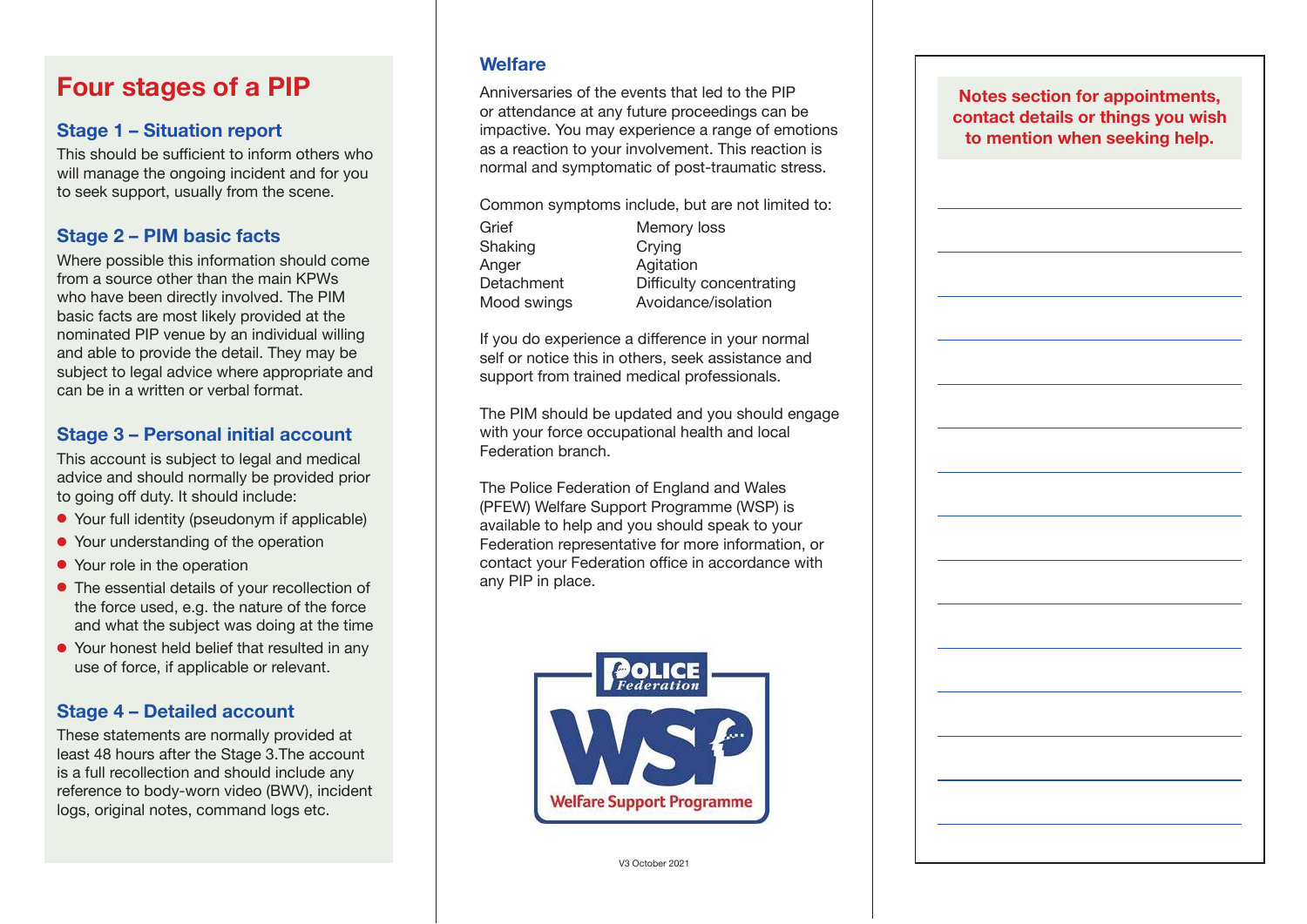# Four stages of a PIP

## Stage 1 – Situation report

This should be sufficient to inform others who will manage the ongoing incident and for you to seek support, usually from the scene.

## Stage 2 – PIM basic facts

Where possible this information should come from a source other than the main KPWs who have been directly involved. The PIM basic facts are most likely provided at the nominated PIP venue by an individual willing and able to provide the detail. They may be subject to legal advice where appropriate and can be in a written or verbal format.

## Stage 3 – Personal initial account

This account is subject to legal and medical advice and should normally be provided prior to going off duty. It should include:

- Your full identity (pseudonym if applicable)
- Your understanding of the operation
- Your role in the operation
- The essential details of your recollection of the force used, e.g. the nature of the force and what the subject was doing at the time
- Your honest held belief that resulted in any use of force, if applicable or relevant.

## Stage 4 – Detailed account

These statements are normally provided at least 48 hours after the Stage 3.The account is a full recollection and should include any reference to body-worn video (BWV), incident logs, original notes, command logs etc.

## Welfare

Anniversaries of the events that led to the PIP or attendance at any future proceedings can be impactive. You may experience a range of emotions as a reaction to your involvement. This reaction is normal and symptomatic of post-traumatic stress.

Common symptoms include, but are not limited to:

| | |
|---|---|
| Grief | Memory loss |
| Shaking | Crying |
| Anger | Agitation |
| Detachment | Difficulty concentrating |
| Mood swings | Avoidance/isolation |

If you do experience a difference in your normal self or notice this in others, seek assistance and support from trained medical professionals.

The PIM should be updated and you should engage with your force occupational health and local Federation branch.

The Police Federation of England and Wales (PFEW) Welfare Support Programme (WSP) is available to help and you should speak to your Federation representative for more information, or contact your Federation office in accordance with any PIP in place.

Police Federation WSP Welfare Support Programme

V3 October 2021

**Notes section for appointments, contact details or things you wish to mention when seeking help.**